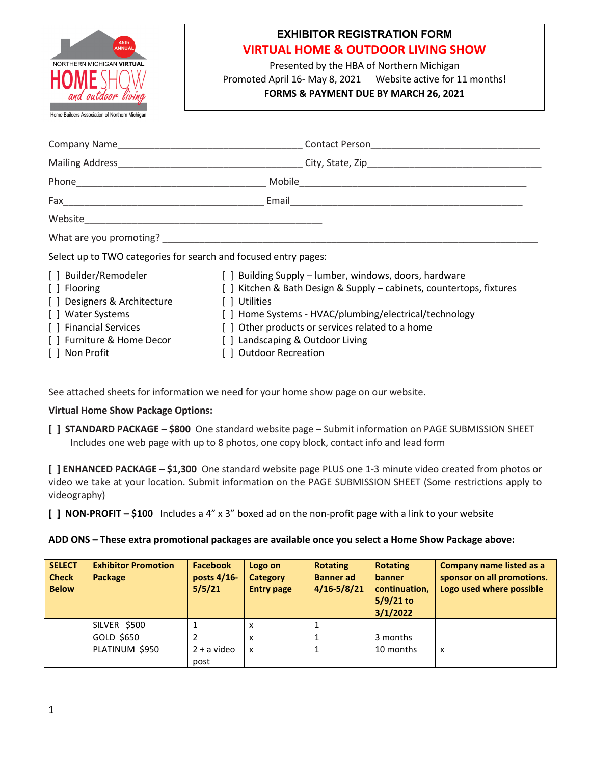45th ANNUAL
NORTHERN MICHIGAN VIRTUAL
HOME SHOW
and outdoor living
Home Builders Association of Northern Michigan

# EXHIBITOR REGISTRATION FORM

## VIRTUAL HOME & OUTDOOR LIVING SHOW

Presented by the HBA of Northern Michigan
Promoted April 16- May 8, 2021 Website active for 11 months!
**FORMS & PAYMENT DUE BY MARCH 26, 2021**

Company Name___________________________________ Contact Person______________________________

Mailing Address__________________________________ City, State, Zip________________________________

Phone____________________________________ Mobile__________________________________________

Fax______________________________________ Email___________________________________________

Website_____________________________________________

What are you promoting? __________________________________________________________________

Select up to TWO categories for search and focused entry pages:

[ ] Builder/Remodeler
[ ] Flooring
[ ] Designers & Architecture
[ ] Water Systems
[ ] Financial Services
[ ] Furniture & Home Decor
[ ] Non Profit
[ ] Building Supply – lumber, windows, doors, hardware
[ ] Kitchen & Bath Design & Supply – cabinets, countertops, fixtures
[ ] Utilities
[ ] Home Systems - HVAC/plumbing/electrical/technology
[ ] Other products or services related to a home
[ ] Landscaping & Outdoor Living
[ ] Outdoor Recreation

See attached sheets for information we need for your home show page on our website.

**Virtual Home Show Package Options:**

**[ ] STANDARD PACKAGE – $800** One standard website page – Submit information on PAGE SUBMISSION SHEET Includes one web page with up to 8 photos, one copy block, contact info and lead form

**[ ] ENHANCED PACKAGE – $1,300** One standard website page PLUS one 1-3 minute video created from photos or video we take at your location. Submit information on the PAGE SUBMISSION SHEET (Some restrictions apply to videography)

**[ ] NON-PROFIT – $100** Includes a 4" x 3" boxed ad on the non-profit page with a link to your website

**ADD ONS – These extra promotional packages are available once you select a Home Show Package above:**

| SELECT Check Below | Exhibitor Promotion Package | Facebook posts 4/16-5/5/21 | Logo on Category Entry page | Rotating Banner ad 4/16-5/8/21 | Rotating banner continuation, 5/9/21 to 3/1/2022 | Company name listed as a sponsor on all promotions. Logo used where possible |
|---|---|---|---|---|---|---|
| | SILVER $500 | 1 | x | 1 | | |
| | GOLD $650 | 2 | x | 1 | 3 months | |
| | PLATINUM $950 | 2 + a video post | x | 1 | 10 months | x |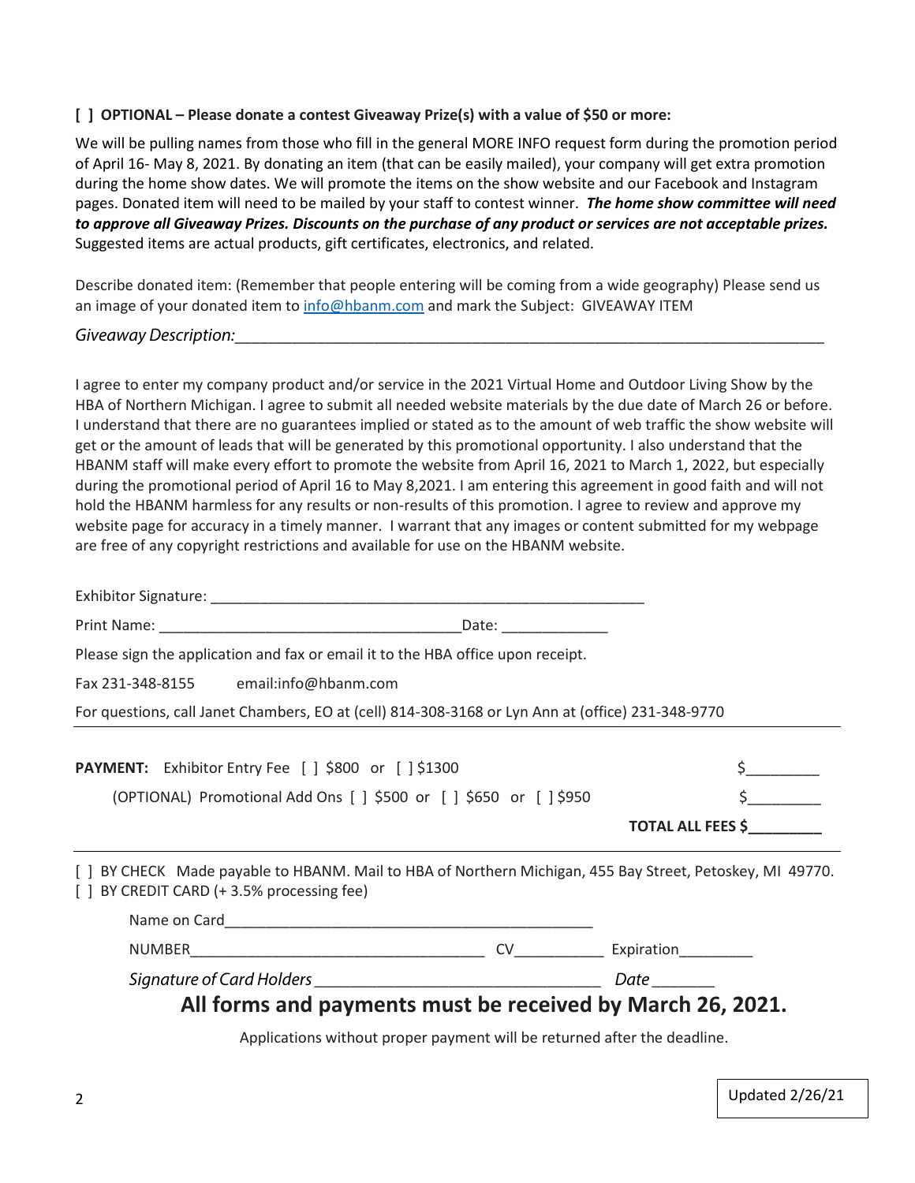**[ ] OPTIONAL – Please donate a contest Giveaway Prize(s) with a value of $50 or more:**

We will be pulling names from those who fill in the general MORE INFO request form during the promotion period of April 16- May 8, 2021. By donating an item (that can be easily mailed), your company will get extra promotion during the home show dates. We will promote the items on the show website and our Facebook and Instagram pages. Donated item will need to be mailed by your staff to contest winner. ***The home show committee will need to approve all Giveaway Prizes. Discounts on the purchase of any product or services are not acceptable prizes.*** Suggested items are actual products, gift certificates, electronics, and related.

Describe donated item: (Remember that people entering will be coming from a wide geography) Please send us an image of your donated item to info@hbanm.com and mark the Subject: GIVEAWAY ITEM

*Giveaway Description:*______________________________________________________________________

I agree to enter my company product and/or service in the 2021 Virtual Home and Outdoor Living Show by the HBA of Northern Michigan. I agree to submit all needed website materials by the due date of March 26 or before. I understand that there are no guarantees implied or stated as to the amount of web traffic the show website will get or the amount of leads that will be generated by this promotional opportunity. I also understand that the HBANM staff will make every effort to promote the website from April 16, 2021 to March 1, 2022, but especially during the promotional period of April 16 to May 8,2021. I am entering this agreement in good faith and will not hold the HBANM harmless for any results or non-results of this promotion. I agree to review and approve my website page for accuracy in a timely manner. I warrant that any images or content submitted for my webpage are free of any copyright restrictions and available for use on the HBANM website.

Exhibitor Signature: ______________________________________________________

Print Name: ____________________________________Date: _____________

Please sign the application and fax or email it to the HBA office upon receipt.

Fax 231-348-8155 email:info@hbanm.com

For questions, call Janet Chambers, EO at (cell) 814-308-3168 or Lyn Ann at (office) 231-348-9770

---

**PAYMENT:** Exhibitor Entry Fee [ ] $800 or [ ] $1300 $_________

(OPTIONAL) Promotional Add Ons [ ] $500 or [ ] $650 or [ ] $950 $_________

**TOTAL ALL FEES $_________**

---

[ ] BY CHECK Made payable to HBANM. Mail to HBA of Northern Michigan, 455 Bay Street, Petoskey, MI 49770.
[ ] BY CREDIT CARD (+ 3.5% processing fee)

Name on Card_____________________________________________

NUMBER____________________________________ CV___________ Expiration_________

*Signature of Card Holders* _________________________________ *Date* _______

## All forms and payments must be received by March 26, 2021.

Applications without proper payment will be returned after the deadline.

Updated 2/26/21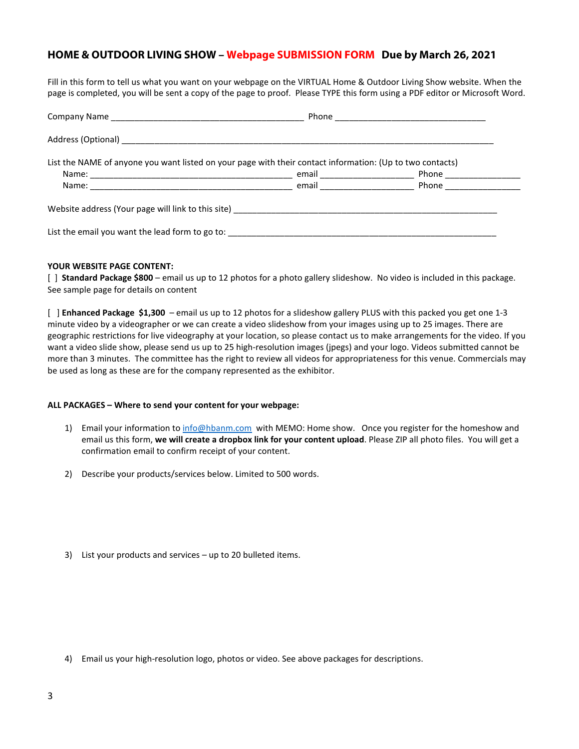## HOME & OUTDOOR LIVING SHOW – Webpage SUBMISSION FORM   Due by March 26, 2021

Fill in this form to tell us what you want on your webpage on the VIRTUAL Home & Outdoor Living Show website. When the page is completed, you will be sent a copy of the page to proof. Please TYPE this form using a PDF editor or Microsoft Word.

Company Name ________________________________________ Phone _______________________________

Address (Optional) _____________________________________________________________________________

List the NAME of anyone you want listed on your page with their contact information: (Up to two contacts)

Name: __________________________________________ email ____________________ Phone ________________

Name: __________________________________________ email ____________________ Phone ________________

Website address (Your page will link to this site) _______________________________________________________

List the email you want the lead form to go to: ______________________________________________________

**YOUR WEBSITE PAGE CONTENT:**

[ ] **Standard Package $800** – email us up to 12 photos for a photo gallery slideshow. No video is included in this package. See sample page for details on content

[ ] **Enhanced Package $1,300** – email us up to 12 photos for a slideshow gallery PLUS with this packed you get one 1-3 minute video by a videographer or we can create a video slideshow from your images using up to 25 images. There are geographic restrictions for live videography at your location, so please contact us to make arrangements for the video. If you want a video slide show, please send us up to 25 high-resolution images (jpegs) and your logo. Videos submitted cannot be more than 3 minutes. The committee has the right to review all videos for appropriateness for this venue. Commercials may be used as long as these are for the company represented as the exhibitor.

**ALL PACKAGES – Where to send your content for your webpage:**

1) Email your information to info@hbanm.com with MEMO: Home show. Once you register for the homeshow and email us this form, **we will create a dropbox link for your content upload**. Please ZIP all photo files. You will get a confirmation email to confirm receipt of your content.

2) Describe your products/services below. Limited to 500 words.

3) List your products and services – up to 20 bulleted items.

4) Email us your high-resolution logo, photos or video. See above packages for descriptions.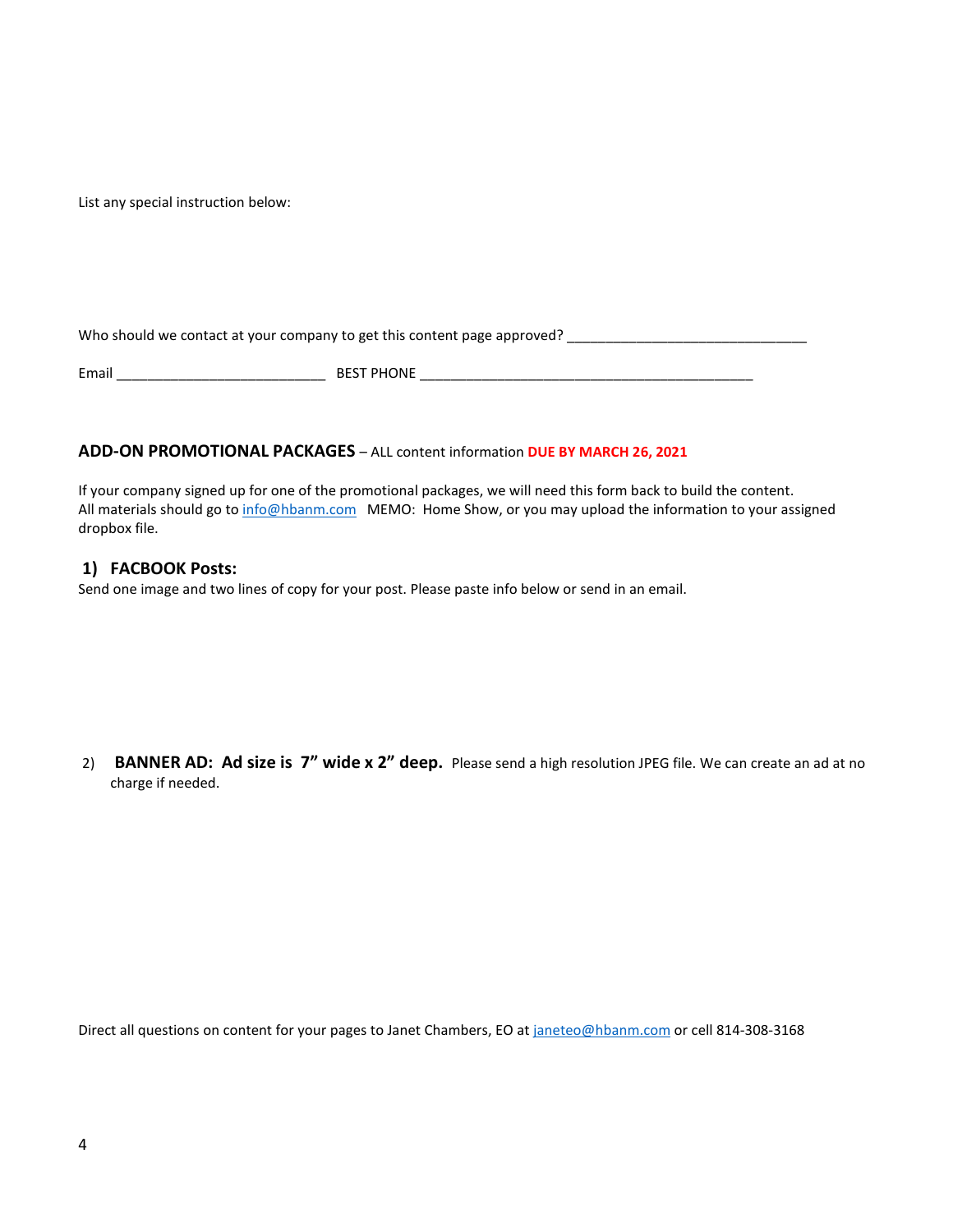List any special instruction below:

Who should we contact at your company to get this content page approved? ______________________________

Email ___________________________ BEST PHONE ___________________________________________

**ADD-ON PROMOTIONAL PACKAGES** – ALL content information **DUE BY MARCH 26, 2021**

If your company signed up for one of the promotional packages, we will need this form back to build the content.
All materials should go to info@hbanm.com MEMO: Home Show, or you may upload the information to your assigned dropbox file.

### 1) FACBOOK Posts:

Send one image and two lines of copy for your post. Please paste info below or send in an email.

2) **BANNER AD: Ad size is 7" wide x 2" deep.** Please send a high resolution JPEG file. We can create an ad at no charge if needed.

Direct all questions on content for your pages to Janet Chambers, EO at janeteo@hbanm.com or cell 814-308-3168